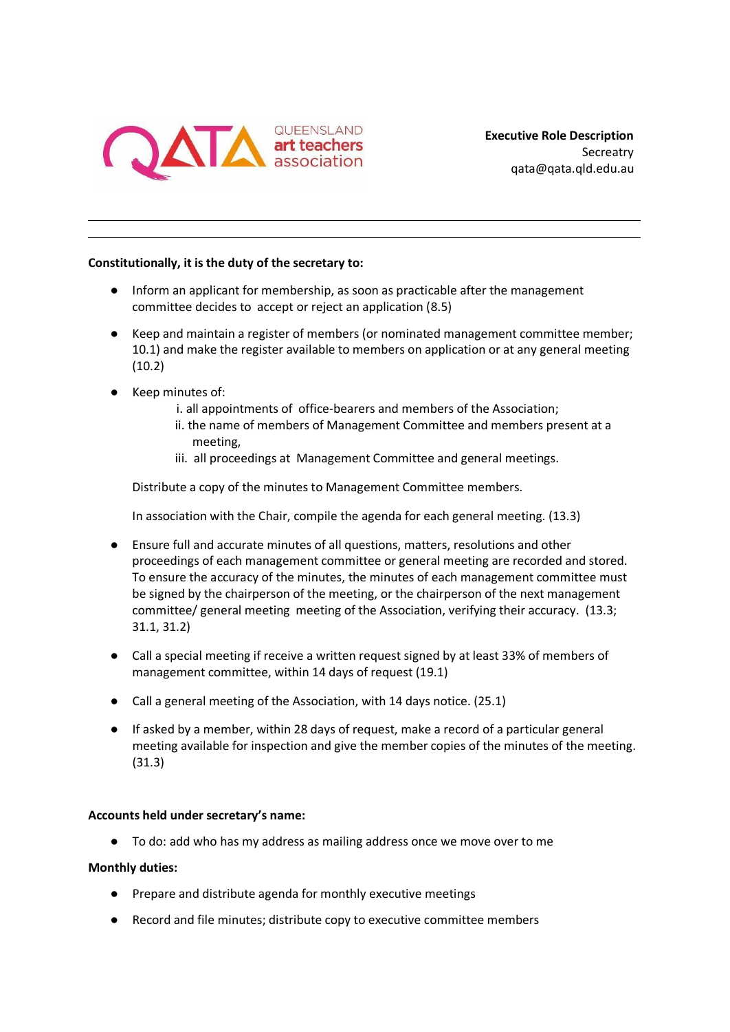QUEENSLAND **art teachers** association

**Executive Role Description**
Secreatry
qata@qata.qld.edu.au

---

**Constitutionally, it is the duty of the secretary to:**

- Inform an applicant for membership, as soon as practicable after the management committee decides to accept or reject an application (8.5)

- Keep and maintain a register of members (or nominated management committee member; 10.1) and make the register available to members on application or at any general meeting (10.2)

- Keep minutes of:
   i. all appointments of office-bearers and members of the Association;
   ii. the name of members of Management Committee and members present at a meeting,
   iii. all proceedings at Management Committee and general meetings.

  Distribute a copy of the minutes to Management Committee members.

  In association with the Chair, compile the agenda for each general meeting. (13.3)

- Ensure full and accurate minutes of all questions, matters, resolutions and other proceedings of each management committee or general meeting are recorded and stored. To ensure the accuracy of the minutes, the minutes of each management committee must be signed by the chairperson of the meeting, or the chairperson of the next management committee/ general meeting meeting of the Association, verifying their accuracy. (13.3; 31.1, 31.2)

- Call a special meeting if receive a written request signed by at least 33% of members of management committee, within 14 days of request (19.1)

- Call a general meeting of the Association, with 14 days notice. (25.1)

- If asked by a member, within 28 days of request, make a record of a particular general meeting available for inspection and give the member copies of the minutes of the meeting. (31.3)

**Accounts held under secretary's name:**

- To do: add who has my address as mailing address once we move over to me

**Monthly duties:**

- Prepare and distribute agenda for monthly executive meetings

- Record and file minutes; distribute copy to executive committee members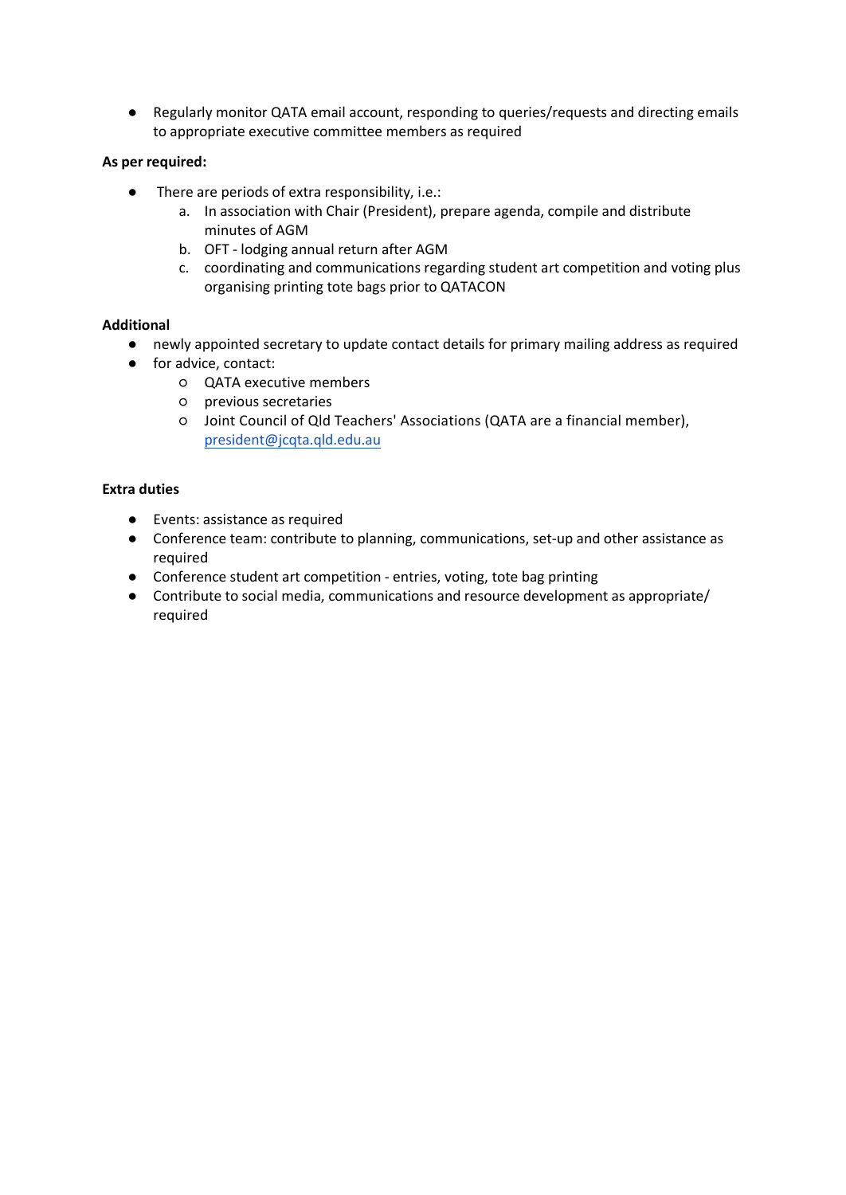- Regularly monitor QATA email account, responding to queries/requests and directing emails to appropriate executive committee members as required

**As per required:**

- There are periods of extra responsibility, i.e.:
  a. In association with Chair (President), prepare agenda, compile and distribute minutes of AGM
  b. OFT - lodging annual return after AGM
  c. coordinating and communications regarding student art competition and voting plus organising printing tote bags prior to QATACON

**Additional**

- newly appointed secretary to update contact details for primary mailing address as required
- for advice, contact:
  - QATA executive members
  - previous secretaries
  - Joint Council of Qld Teachers' Associations (QATA are a financial member), president@jcqta.qld.edu.au

**Extra duties**

- Events: assistance as required
- Conference team: contribute to planning, communications, set-up and other assistance as required
- Conference student art competition - entries, voting, tote bag printing
- Contribute to social media, communications and resource development as appropriate/ required